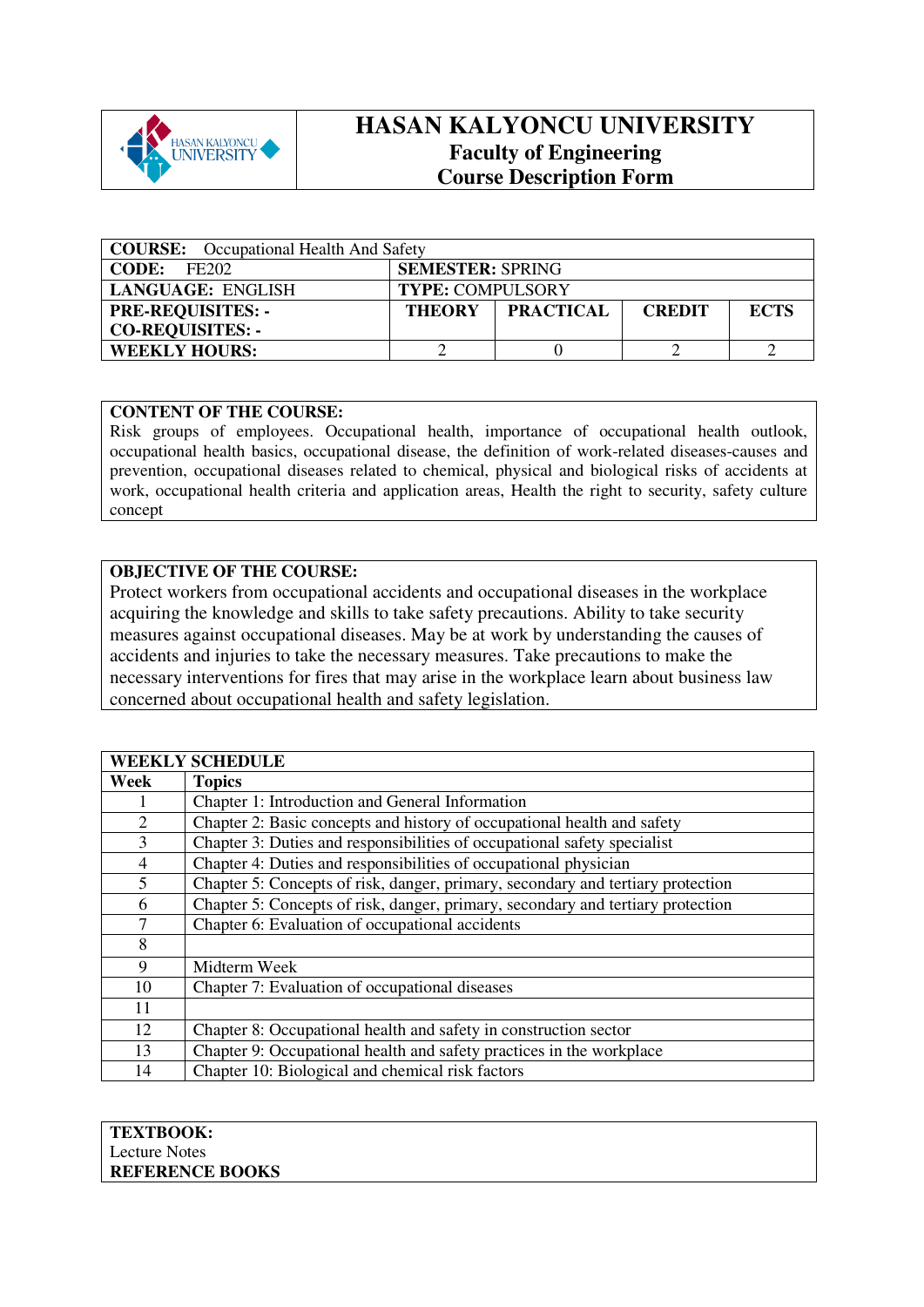# HASAN KALYONCU UNIVERSITY
## Faculty of Engineering
## Course Description Form

| **COURSE:** Occupational Health And Safety | | | | |
|---|---|---|---|---|
| **CODE:** FE202 | **SEMESTER:** SPRING | | | |
| **LANGUAGE:** ENGLISH | **TYPE:** COMPULSORY | | | |
| **PRE-REQUISITES: -** <br> **CO-REQUISITES: -** | **THEORY** | **PRACTICAL** | **CREDIT** | **ECTS** |
| **WEEKLY HOURS:** | 2 | 0 | 2 | 2 |

**CONTENT OF THE COURSE:**
Risk groups of employees. Occupational health, importance of occupational health outlook, occupational health basics, occupational disease, the definition of work-related diseases-causes and prevention, occupational diseases related to chemical, physical and biological risks of accidents at work, occupational health criteria and application areas, Health the right to security, safety culture concept

**OBJECTIVE OF THE COURSE:**
Protect workers from occupational accidents and occupational diseases in the workplace acquiring the knowledge and skills to take safety precautions. Ability to take security measures against occupational diseases. May be at work by understanding the causes of accidents and injuries to take the necessary measures. Take precautions to make the necessary interventions for fires that may arise in the workplace learn about business law concerned about occupational health and safety legislation.

| **WEEKLY SCHEDULE** | |
|---|---|
| **Week** | **Topics** |
| 1 | Chapter 1: Introduction and General Information |
| 2 | Chapter 2: Basic concepts and history of occupational health and safety |
| 3 | Chapter 3: Duties and responsibilities of occupational safety specialist |
| 4 | Chapter 4: Duties and responsibilities of occupational physician |
| 5 | Chapter 5: Concepts of risk, danger, primary, secondary and tertiary protection |
| 6 | Chapter 5: Concepts of risk, danger, primary, secondary and tertiary protection |
| 7 | Chapter 6: Evaluation of occupational accidents |
| 8 | |
| 9 | Midterm Week |
| 10 | Chapter 7: Evaluation of occupational diseases |
| 11 | |
| 12 | Chapter 8: Occupational health and safety in construction sector |
| 13 | Chapter 9: Occupational health and safety practices in the workplace |
| 14 | Chapter 10: Biological and chemical risk factors |

**TEXTBOOK:**
Lecture Notes
**REFERENCE BOOKS**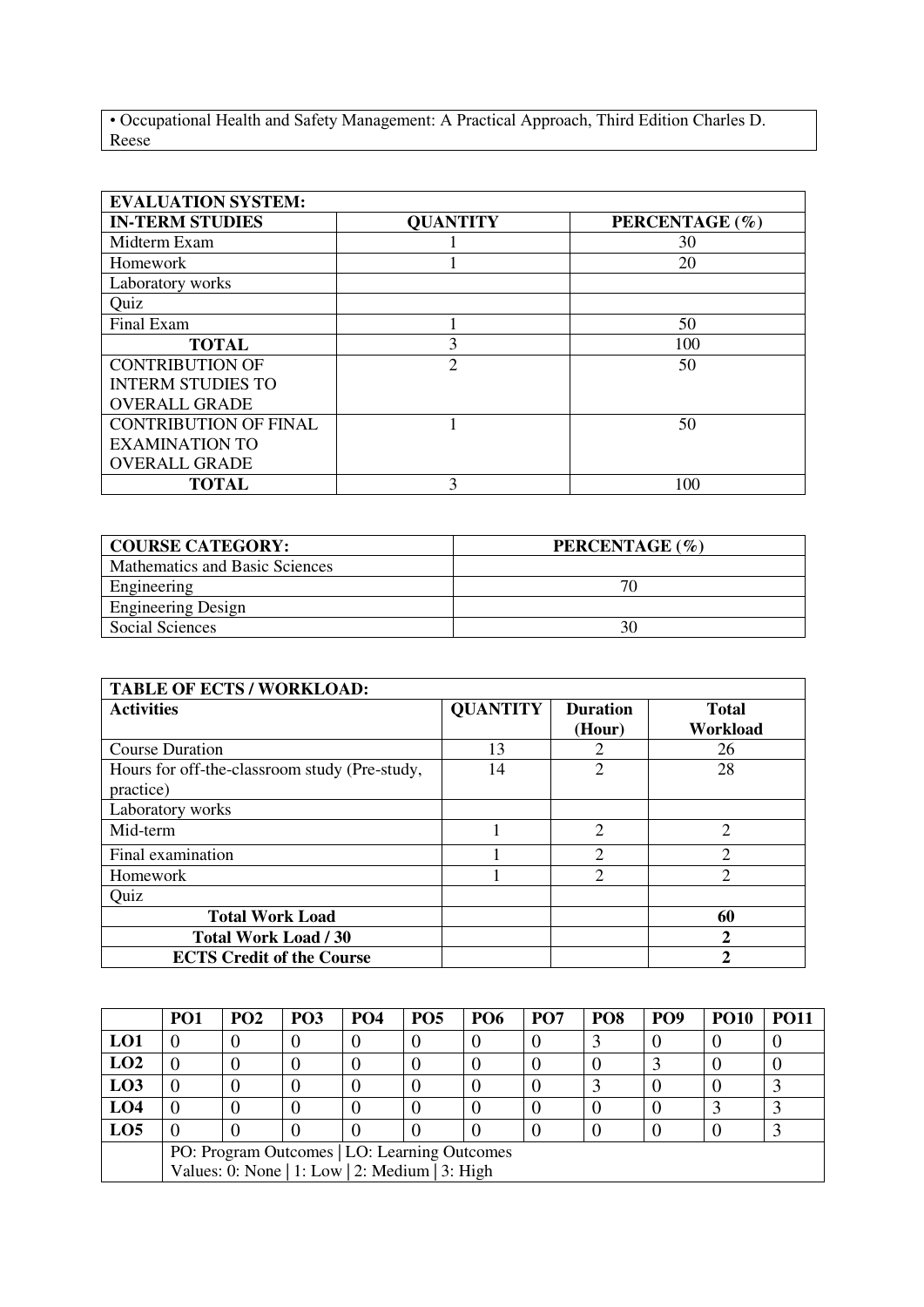| • Occupational Health and Safety Management: A Practical Approach, Third Edition Charles D. Reese |
|---|

| **EVALUATION SYSTEM:** | | |
|---|---|---|
| **IN-TERM STUDIES** | **QUANTITY** | **PERCENTAGE (%)** |
| Midterm Exam | 1 | 30 |
| Homework | 1 | 20 |
| Laboratory works | | |
| Quiz | | |
| Final Exam | 1 | 50 |
| **TOTAL** | 3 | 100 |
| CONTRIBUTION OF INTERM STUDIES TO OVERALL GRADE | 2 | 50 |
| CONTRIBUTION OF FINAL EXAMINATION TO OVERALL GRADE | 1 | 50 |
| **TOTAL** | 3 | 100 |

| **COURSE CATEGORY:** | **PERCENTAGE (%)** |
|---|---|
| Mathematics and Basic Sciences | |
| Engineering | 70 |
| Engineering Design | |
| Social Sciences | 30 |

| **TABLE OF ECTS / WORKLOAD:** | | | |
|---|---|---|---|
| **Activities** | **QUANTITY** | **Duration (Hour)** | **Total Workload** |
| Course Duration | 13 | 2 | 26 |
| Hours for off-the-classroom study (Pre-study, practice) | 14 | 2 | 28 |
| Laboratory works | | | |
| Mid-term | 1 | 2 | 2 |
| Final examination | 1 | 2 | 2 |
| Homework | 1 | 2 | 2 |
| Quiz | | | |
| **Total Work Load** | | | **60** |
| **Total Work Load / 30** | | | **2** |
| **ECTS Credit of the Course** | | | **2** |

| | **PO1** | **PO2** | **PO3** | **PO4** | **PO5** | **PO6** | **PO7** | **PO8** | **PO9** | **PO10** | **PO11** |
|---|---|---|---|---|---|---|---|---|---|---|---|
| **LO1** | 0 | 0 | 0 | 0 | 0 | 0 | 0 | 3 | 0 | 0 | 0 |
| **LO2** | 0 | 0 | 0 | 0 | 0 | 0 | 0 | 0 | 3 | 0 | 0 |
| **LO3** | 0 | 0 | 0 | 0 | 0 | 0 | 0 | 3 | 0 | 0 | 3 |
| **LO4** | 0 | 0 | 0 | 0 | 0 | 0 | 0 | 0 | 0 | 3 | 3 |
| **LO5** | 0 | 0 | 0 | 0 | 0 | 0 | 0 | 0 | 0 | 0 | 3 |
| | PO: Program Outcomes \| LO: Learning Outcomes<br>Values: 0: None \| 1: Low \| 2: Medium \| 3: High | | | | | | | | | | |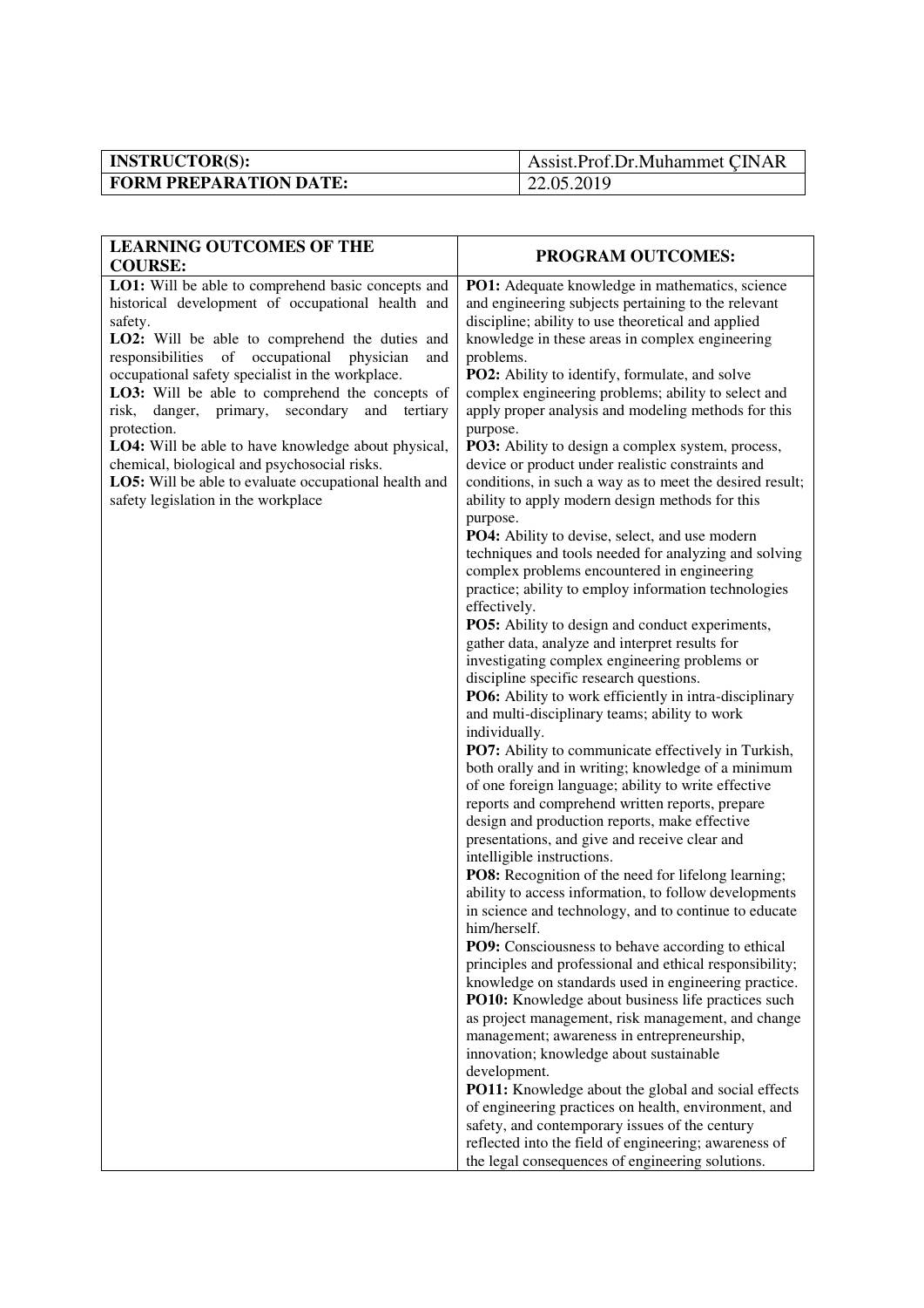| | |
|---|---|
| **INSTRUCTOR(S):** | Assist.Prof.Dr.Muhammet ÇINAR |
| **FORM PREPARATION DATE:** | 22.05.2019 |

| **LEARNING OUTCOMES OF THE COURSE:** | **PROGRAM OUTCOMES:** |
|---|---|
| **LO1:** Will be able to comprehend basic concepts and historical development of occupational health and safety.<br>**LO2:** Will be able to comprehend the duties and responsibilities of occupational physician and occupational safety specialist in the workplace.<br>**LO3:** Will be able to comprehend the concepts of risk, danger, primary, secondary and tertiary protection.<br>**LO4:** Will be able to have knowledge about physical, chemical, biological and psychosocial risks.<br>**LO5:** Will be able to evaluate occupational health and safety legislation in the workplace | **PO1:** Adequate knowledge in mathematics, science and engineering subjects pertaining to the relevant discipline; ability to use theoretical and applied knowledge in these areas in complex engineering problems.<br>**PO2:** Ability to identify, formulate, and solve complex engineering problems; ability to select and apply proper analysis and modeling methods for this purpose.<br>**PO3:** Ability to design a complex system, process, device or product under realistic constraints and conditions, in such a way as to meet the desired result; ability to apply modern design methods for this purpose.<br>**PO4:** Ability to devise, select, and use modern techniques and tools needed for analyzing and solving complex problems encountered in engineering practice; ability to employ information technologies effectively.<br>**PO5:** Ability to design and conduct experiments, gather data, analyze and interpret results for investigating complex engineering problems or discipline specific research questions.<br>**PO6:** Ability to work efficiently in intra-disciplinary and multi-disciplinary teams; ability to work individually.<br>**PO7:** Ability to communicate effectively in Turkish, both orally and in writing; knowledge of a minimum of one foreign language; ability to write effective reports and comprehend written reports, prepare design and production reports, make effective presentations, and give and receive clear and intelligible instructions.<br>**PO8:** Recognition of the need for lifelong learning; ability to access information, to follow developments in science and technology, and to continue to educate him/herself.<br>**PO9:** Consciousness to behave according to ethical principles and professional and ethical responsibility; knowledge on standards used in engineering practice.<br>**PO10:** Knowledge about business life practices such as project management, risk management, and change management; awareness in entrepreneurship, innovation; knowledge about sustainable development.<br>**PO11:** Knowledge about the global and social effects of engineering practices on health, environment, and safety, and contemporary issues of the century reflected into the field of engineering; awareness of the legal consequences of engineering solutions. |